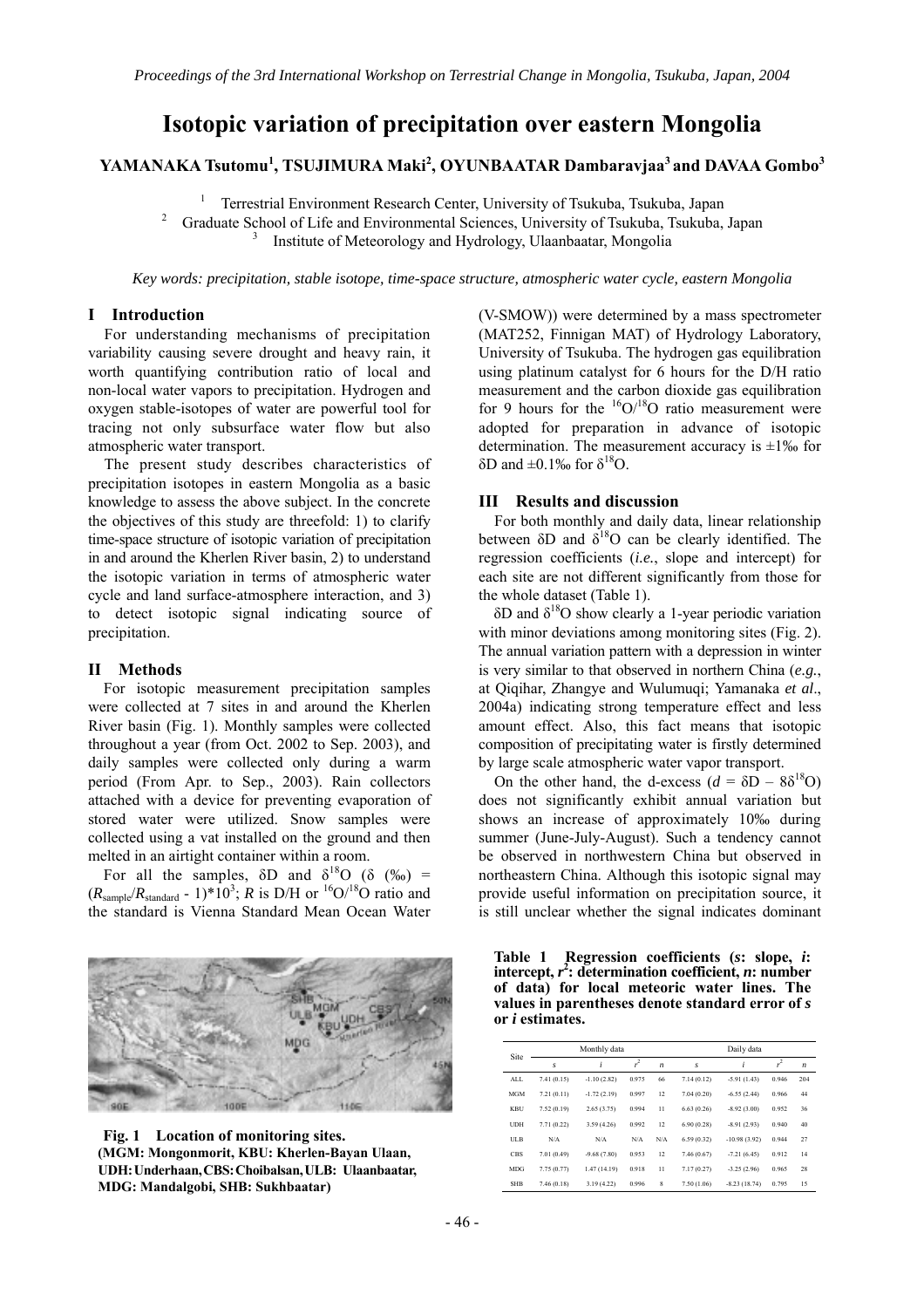# Isotopic variation of precipitation over eastern Mongolia

**YAMANAKA Tsutomu[1], TSUJIMURA Maki[2], OYUNBAATAR Dambaravjaa[3] and DAVAA Gombo[3]**

[1] Terrestrial Environment Research Center, University of Tsukuba, Tsukuba, Japan
[2] Graduate School of Life and Environmental Sciences, University of Tsukuba, Tsukuba, Japan
[3] Institute of Meteorology and Hydrology, Ulaanbaatar, Mongolia

*Key words: precipitation, stable isotope, time-space structure, atmospheric water cycle, eastern Mongolia*

## I Introduction

For understanding mechanisms of precipitation variability causing severe drought and heavy rain, it worth quantifying contribution ratio of local and non-local water vapors to precipitation. Hydrogen and oxygen stable-isotopes of water are powerful tool for tracing not only subsurface water flow but also atmospheric water transport.

The present study describes characteristics of precipitation isotopes in eastern Mongolia as a basic knowledge to assess the above subject. In the concrete the objectives of this study are threefold: 1) to clarify time-space structure of isotopic variation of precipitation in and around the Kherlen River basin, 2) to understand the isotopic variation in terms of atmospheric water cycle and land surface-atmosphere interaction, and 3) to detect isotopic signal indicating source of precipitation.

## II Methods

For isotopic measurement precipitation samples were collected at 7 sites in and around the Kherlen River basin (Fig. 1). Monthly samples were collected throughout a year (from Oct. 2002 to Sep. 2003), and daily samples were collected only during a warm period (From Apr. to Sep., 2003). Rain collectors attached with a device for preventing evaporation of stored water were utilized. Snow samples were collected using a vat installed on the ground and then melted in an airtight container within a room.

For all the samples, δD and $\delta^{18}$O (δ (‰) = $(R_{sample}/R_{standard} - 1)*10^3$; $R$ is D/H or $^{16}$O/$^{18}$O ratio and the standard is Vienna Standard Mean Ocean Water (V-SMOW)) were determined by a mass spectrometer (MAT252, Finnigan MAT) of Hydrology Laboratory, University of Tsukuba. The hydrogen gas equilibration using platinum catalyst for 6 hours for the D/H ratio measurement and the carbon dioxide gas equilibration for 9 hours for the $^{16}$O/$^{18}$O ratio measurement were adopted for preparation in advance of isotopic determination. The measurement accuracy is ±1‰ for δD and ±0.1‰ for $\delta^{18}$O.

**Fig. 1 Location of monitoring sites.**
**(MGM: Mongonmorit, KBU: Kherlen-Bayan Ulaan, UDH: Underhaan, CBS: Choibalsan, ULB: Ulaanbaatar, MDG: Mandalgobi, SHB: Sukhbaatar)**

## III Results and discussion

For both monthly and daily data, linear relationship between δD and $\delta^{18}$O can be clearly identified. The regression coefficients (*i.e.*, slope and intercept) for each site are not different significantly from those for the whole dataset (Table 1).

δD and $\delta^{18}$O show clearly a 1-year periodic variation with minor deviations among monitoring sites (Fig. 2). The annual variation pattern with a depression in winter is very similar to that observed in northern China (*e.g.*, at Qiqihar, Zhangye and Wulumuqi; Yamanaka *et al*., 2004a) indicating strong temperature effect and less amount effect. Also, this fact means that isotopic composition of precipitating water is firstly determined by large scale atmospheric water vapor transport.

On the other hand, the d-excess ($d$ = δD – 8$\delta^{18}$O) does not significantly exhibit annual variation but shows an increase of approximately 10‰ during summer (June-July-August). Such a tendency cannot be observed in northwestern China but observed in northeastern China. Although this isotopic signal may provide useful information on precipitation source, it is still unclear whether the signal indicates dominant

**Table 1 Regression coefficients (*s*: slope, *i*: intercept, $r^2$: determination coefficient, *n*: number of data) for local meteoric water lines. The values in parentheses denote standard error of *s* or *i* estimates.**

| Site | Monthly data | | | | Daily data | | | |
|---|---|---|---|---|---|---|---|---|
| | $s$ | $i$ | $r^2$ | $n$ | $s$ | $i$ | $r^2$ | $n$ |
| ALL | 7.41 (0.15) | -1.10 (2.82) | 0.975 | 66 | 7.14 (0.12) | -5.91 (1.43) | 0.946 | 204 |
| MGM | 7.21 (0.11) | -1.72 (2.19) | 0.997 | 12 | 7.04 (0.20) | -6.55 (2.44) | 0.966 | 44 |
| KBU | 7.52 (0.19) | 2.65 (3.75) | 0.994 | 11 | 6.63 (0.26) | -8.92 (3.00) | 0.952 | 36 |
| UDH | 7.71 (0.22) | 3.59 (4.26) | 0.992 | 12 | 6.90 (0.28) | -8.91 (2.93) | 0.940 | 40 |
| ULB | N/A | N/A | N/A | N/A | 6.59 (0.32) | -10.98 (3.92) | 0.944 | 27 |
| CBS | 7.01 (0.49) | -9.68 (7.80) | 0.953 | 12 | 7.46 (0.67) | -7.21 (6.45) | 0.912 | 14 |
| MDG | 7.75 (0.77) | 1.47 (14.19) | 0.918 | 11 | 7.17 (0.27) | -3.25 (2.96) | 0.965 | 28 |
| SHB | 7.46 (0.18) | 3.19 (4.22) | 0.996 | 8 | 7.50 (1.06) | -8.23 (18.74) | 0.795 | 15 |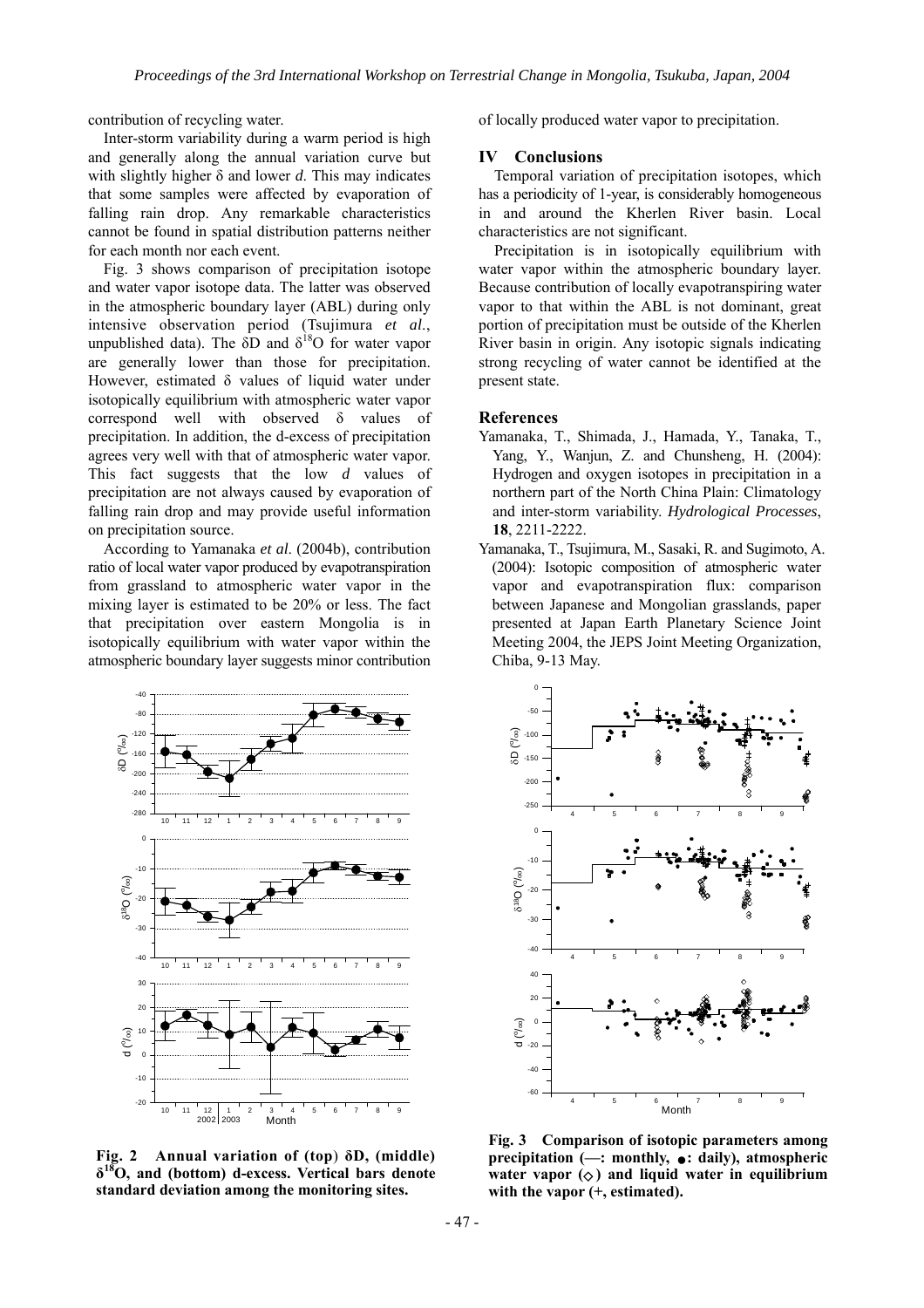contribution of recycling water.

Inter-storm variability during a warm period is high and generally along the annual variation curve but with slightly higher δ and lower *d*. This may indicates that some samples were affected by evaporation of falling rain drop. Any remarkable characteristics cannot be found in spatial distribution patterns neither for each month nor each event.

Fig. 3 shows comparison of precipitation isotope and water vapor isotope data. The latter was observed in the atmospheric boundary layer (ABL) during only intensive observation period (Tsujimura *et al*., unpublished data). The δD and $\delta^{18}$O for water vapor are generally lower than those for precipitation. However, estimated δ values of liquid water under isotopically equilibrium with atmospheric water vapor correspond well with observed δ values of precipitation. In addition, the d-excess of precipitation agrees very well with that of atmospheric water vapor. This fact suggests that the low *d* values of precipitation are not always caused by evaporation of falling rain drop and may provide useful information on precipitation source.

According to Yamanaka *et al*. (2004b), contribution ratio of local water vapor produced by evapotranspiration from grassland to atmospheric water vapor in the mixing layer is estimated to be 20% or less. The fact that precipitation over eastern Mongolia is in isotopically equilibrium with water vapor within the atmospheric boundary layer suggests minor contribution of locally produced water vapor to precipitation.

## IV Conclusions

Temporal variation of precipitation isotopes, which has a periodicity of 1-year, is considerably homogeneous in and around the Kherlen River basin. Local characteristics are not significant.

Precipitation is in isotopically equilibrium with water vapor within the atmospheric boundary layer. Because contribution of locally evapotranspiring water vapor to that within the ABL is not dominant, great portion of precipitation must be outside of the Kherlen River basin in origin. Any isotopic signals indicating strong recycling of water cannot be identified at the present state.

## References

Yamanaka, T., Shimada, J., Hamada, Y., Tanaka, T., Yang, Y., Wanjun, Z. and Chunsheng, H. (2004): Hydrogen and oxygen isotopes in precipitation in a northern part of the North China Plain: Climatology and inter-storm variability. *Hydrological Processes*, **18**, 2211-2222.

Yamanaka, T., Tsujimura, M., Sasaki, R. and Sugimoto, A. (2004): Isotopic composition of atmospheric water vapor and evapotranspiration flux: comparison between Japanese and Mongolian grasslands, paper presented at Japan Earth Planetary Science Joint Meeting 2004, the JEPS Joint Meeting Organization, Chiba, 9-13 May.

**Fig. 2 Annual variation of (top) δD, (middle) $\delta^{18}$O, and (bottom) d-excess. Vertical bars denote standard deviation among the monitoring sites.**

**Fig. 3 Comparison of isotopic parameters among precipitation (—: monthly, ●: daily), atmospheric water vapor (◇) and liquid water in equilibrium with the vapor (+, estimated).**